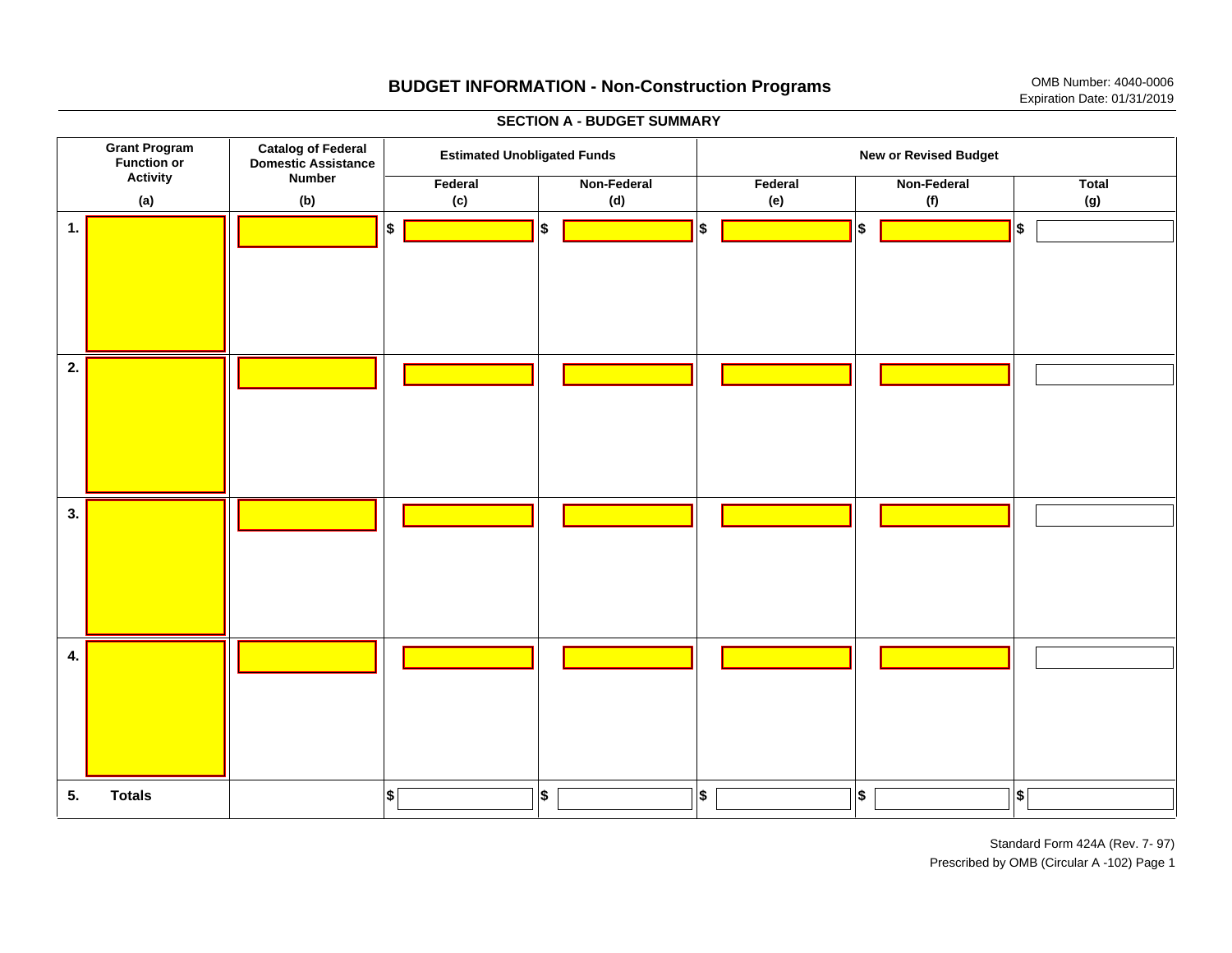# BUDGET INFORMATION - Non-Construction Programs

OMB Number: 4040-0006
Expiration Date: 01/31/2019

## SECTION A - BUDGET SUMMARY

| Grant Program Function or Activity | Catalog of Federal Domestic Assistance Number | Estimated Unobligated Funds | | New or Revised Budget | | |
|---|---|---|---|---|---|---|
| | | Federal | Non-Federal | Federal | Non-Federal | Total |
| (a) | (b) | (c) | (d) | (e) | (f) | (g) |
| 1. | | $ | $ | $ | $ | $ |
| 2. | | | | | | |
| 3. | | | | | | |
| 4. | | | | | | |
| 5. Totals | | $ | $ | $ | $ | $ |

Standard Form 424A (Rev. 7- 97)
Prescribed by OMB (Circular A -102) Page 1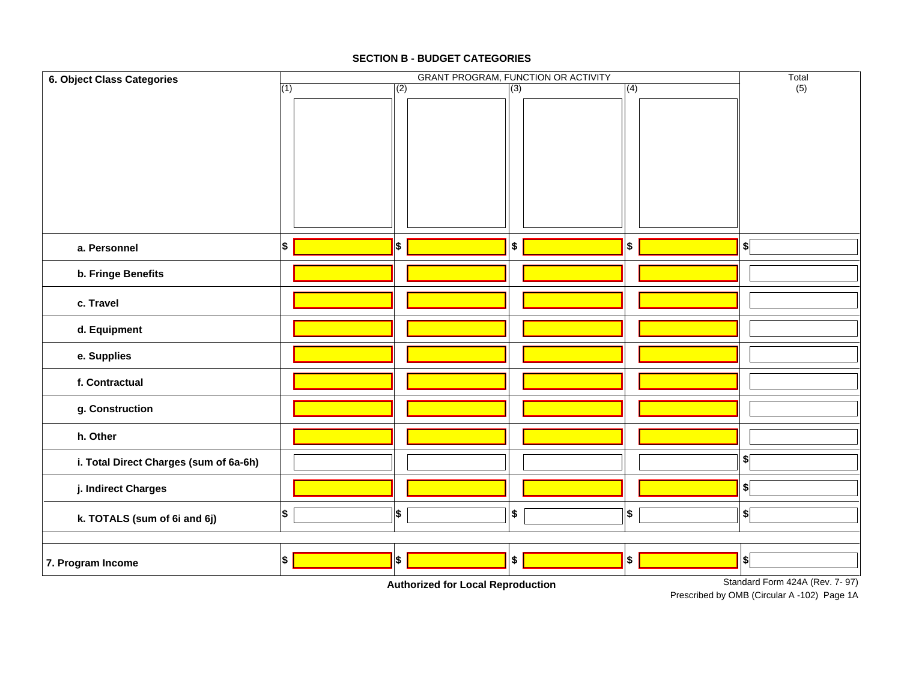## SECTION B - BUDGET CATEGORIES

| 6. Object Class Categories | GRANT PROGRAM, FUNCTION OR ACTIVITY | | | | Total |
|---|---|---|---|---|---|
| | (1) | (2) | (3) | (4) | (5) |
| a. Personnel | $ | $ | $ | $ | $ |
| b. Fringe Benefits | | | | | |
| c. Travel | | | | | |
| d. Equipment | | | | | |
| e. Supplies | | | | | |
| f. Contractual | | | | | |
| g. Construction | | | | | |
| h. Other | | | | | |
| i. Total Direct Charges (sum of 6a-6h) | | | | | $ |
| j. Indirect Charges | | | | | $ |
| k. TOTALS (sum of 6i and 6j) | $ | $ | $ | $ | $ |
| 7. Program Income | $ | $ | $ | $ | $ |

**Authorized for Local Reproduction**

Standard Form 424A (Rev. 7- 97)
Prescribed by OMB (Circular A -102) Page 1A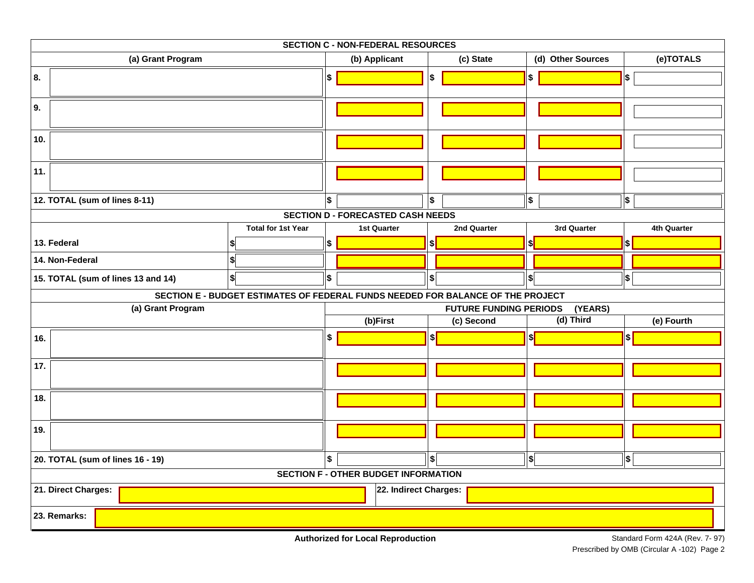## SECTION C - NON-FEDERAL RESOURCES

| (a) Grant Program | (b) Applicant | (c) State | (d) Other Sources | (e)TOTALS |
| --- | --- | --- | --- | --- |
| 8. | $ | $ | $ | $ |
| 9. | | | | |
| 10. | | | | |
| 11. | | | | |
| 12. TOTAL (sum of lines 8-11) | $ | $ | $ | $ |

## SECTION D - FORECASTED CASH NEEDS

| | Total for 1st Year | 1st Quarter | 2nd Quarter | 3rd Quarter | 4th Quarter |
| --- | --- | --- | --- | --- | --- |
| 13. Federal | $ | $ | $ | $ | $ |
| 14. Non-Federal | $ | | | | |
| 15. TOTAL (sum of lines 13 and 14) | $ | $ | $ | $ | $ |

## SECTION E - BUDGET ESTIMATES OF FEDERAL FUNDS NEEDED FOR BALANCE OF THE PROJECT

| (a) Grant Program | FUTURE FUNDING PERIODS (YEARS) | | | |
| --- | --- | --- | --- | --- |
| | (b)First | (c) Second | (d) Third | (e) Fourth |
| 16. | $ | $ | $ | $ |
| 17. | | | | |
| 18. | | | | |
| 19. | | | | |
| 20. TOTAL (sum of lines 16 - 19) | $ | $ | $ | $ |

## SECTION F - OTHER BUDGET INFORMATION

21. Direct Charges:

22. Indirect Charges:

23. Remarks:

**Authorized for Local Reproduction**

Standard Form 424A (Rev. 7- 97)

Prescribed by OMB (Circular A -102)